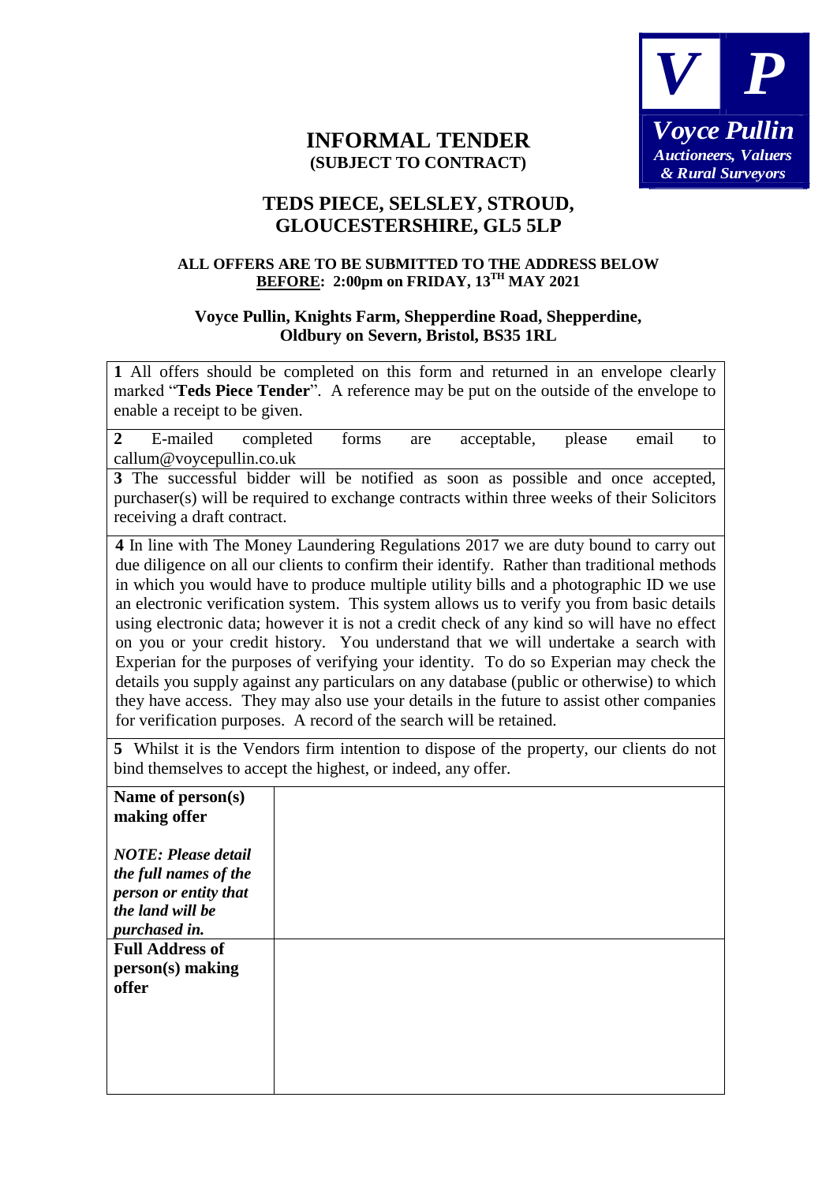Voyce Pullin
Auctioneers, Valuers & Rural Surveyors

# INFORMAL TENDER
**(SUBJECT TO CONTRACT)**

## TEDS PIECE, SELSLEY, STROUD, GLOUCESTERSHIRE, GL5 5LP

**ALL OFFERS ARE TO BE SUBMITTED TO THE ADDRESS BELOW <u>BEFORE</u>: 2:00pm on FRIDAY, 13TH MAY 2021**

**Voyce Pullin, Knights Farm, Shepperdine Road, Shepperdine, Oldbury on Severn, Bristol, BS35 1RL**

**1** All offers should be completed on this form and returned in an envelope clearly marked "**Teds Piece Tender**". A reference may be put on the outside of the envelope to enable a receipt to be given.

**2** E-mailed completed forms are acceptable, please email to callum@voycepullin.co.uk

**3** The successful bidder will be notified as soon as possible and once accepted, purchaser(s) will be required to exchange contracts within three weeks of their Solicitors receiving a draft contract.

**4** In line with The Money Laundering Regulations 2017 we are duty bound to carry out due diligence on all our clients to confirm their identify. Rather than traditional methods in which you would have to produce multiple utility bills and a photographic ID we use an electronic verification system. This system allows us to verify you from basic details using electronic data; however it is not a credit check of any kind so will have no effect on you or your credit history. You understand that we will undertake a search with Experian for the purposes of verifying your identity. To do so Experian may check the details you supply against any particulars on any database (public or otherwise) to which they have access. They may also use your details in the future to assist other companies for verification purposes. A record of the search will be retained.

**5** Whilst it is the Vendors firm intention to dispose of the property, our clients do not bind themselves to accept the highest, or indeed, any offer.

| | |
|---|---|
| **Name of person(s) making offer**<br><br>***NOTE: Please detail the full names of the person or entity that the land will be purchased in.*** | |
| **Full Address of person(s) making offer** | |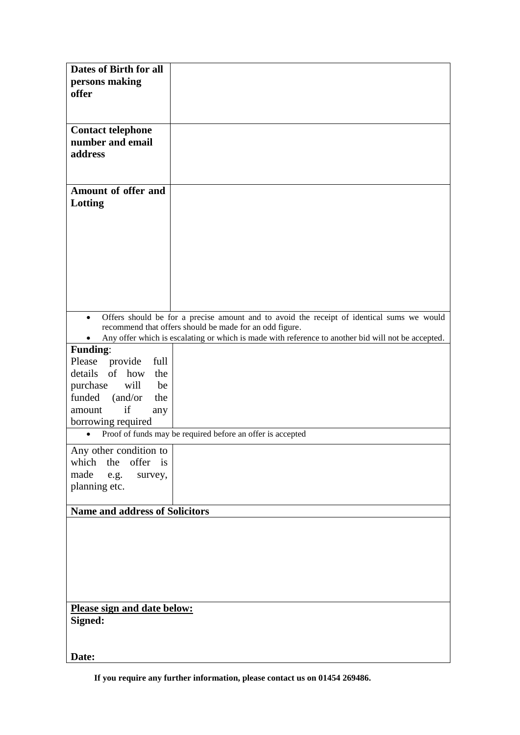| | |
|---|---|
| **Dates of Birth for all persons making offer** | |
| **Contact telephone number and email address** | |
| **Amount of offer and Lotting** | |

- Offers should be for a precise amount and to avoid the receipt of identical sums we would recommend that offers should be made for an odd figure.
- Any offer which is escalating or which is made with reference to another bid will not be accepted.

| | |
|---|---|
| **Funding**: Please provide full details of how the purchase will be funded (and/or the amount if any borrowing required | |

- Proof of funds may be required before an offer is accepted

| | |
|---|---|
| Any other condition to which the offer is made e.g. survey, planning etc. | |

**Name and address of Solicitors**

**<u>Please sign and date below:</u>**

**Signed:**

**Date:**

**If you require any further information, please contact us on 01454 269486.**